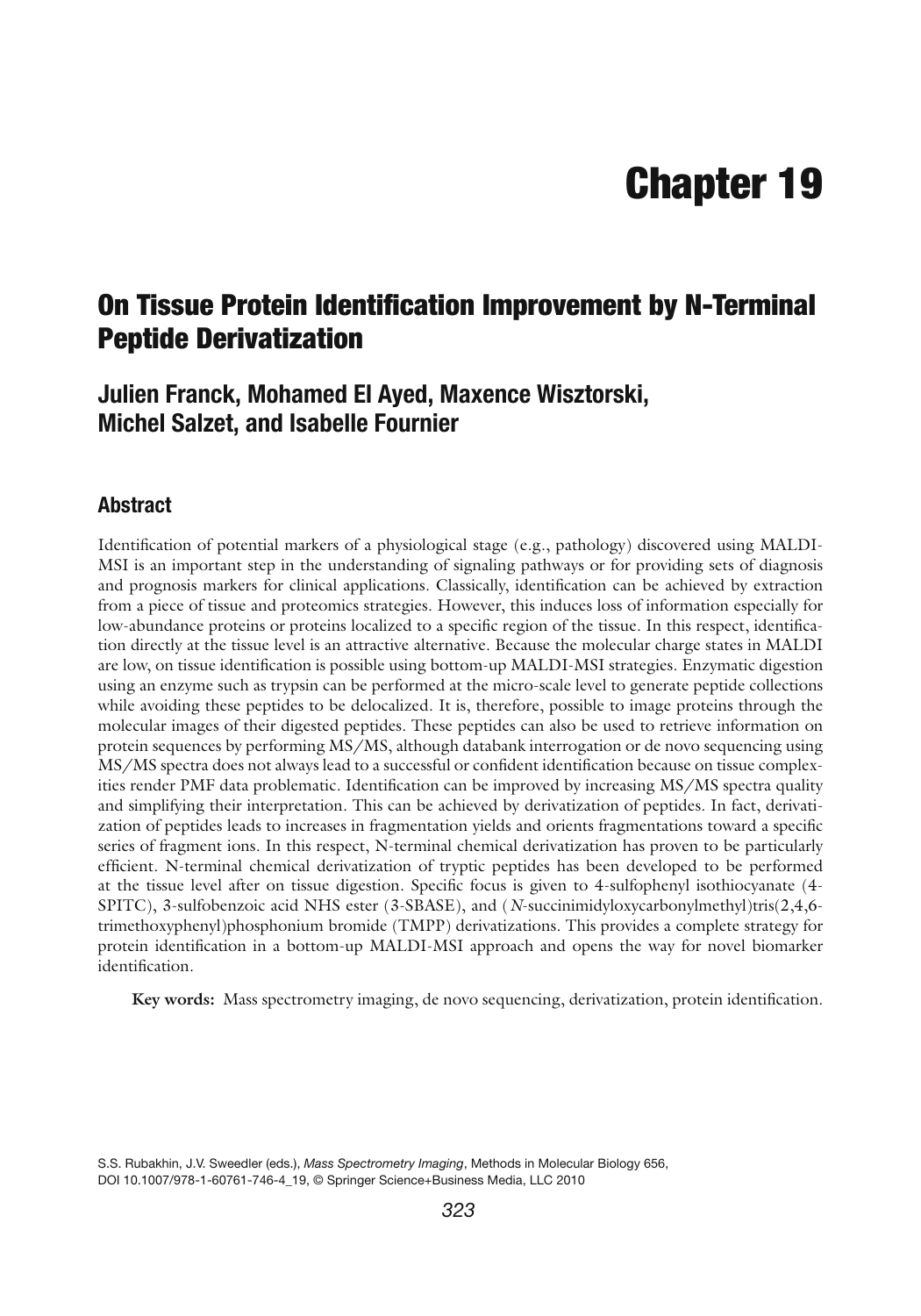# Chapter 19

## On Tissue Protein Identification Improvement by N-Terminal Peptide Derivatization

### Julien Franck, Mohamed El Ayed, Maxence Wisztorski, Michel Salzet, and Isabelle Fournier

### Abstract

Identification of potential markers of a physiological stage (e.g., pathology) discovered using MALDI-MSI is an important step in the understanding of signaling pathways or for providing sets of diagnosis and prognosis markers for clinical applications. Classically, identification can be achieved by extraction from a piece of tissue and proteomics strategies. However, this induces loss of information especially for low-abundance proteins or proteins localized to a specific region of the tissue. In this respect, identification directly at the tissue level is an attractive alternative. Because the molecular charge states in MALDI are low, on tissue identification is possible using bottom-up MALDI-MSI strategies. Enzymatic digestion using an enzyme such as trypsin can be performed at the micro-scale level to generate peptide collections while avoiding these peptides to be delocalized. It is, therefore, possible to image proteins through the molecular images of their digested peptides. These peptides can also be used to retrieve information on protein sequences by performing MS/MS, although databank interrogation or de novo sequencing using MS/MS spectra does not always lead to a successful or confident identification because on tissue complexities render PMF data problematic. Identification can be improved by increasing MS/MS spectra quality and simplifying their interpretation. This can be achieved by derivatization of peptides. In fact, derivatization of peptides leads to increases in fragmentation yields and orients fragmentations toward a specific series of fragment ions. In this respect, N-terminal chemical derivatization has proven to be particularly efficient. N-terminal chemical derivatization of tryptic peptides has been developed to be performed at the tissue level after on tissue digestion. Specific focus is given to 4-sulfophenyl isothiocyanate (4-SPITC), 3-sulfobenzoic acid NHS ester (3-SBASE), and (*N*-succinimidyloxycarbonylmethyl)tris(2,4,6-trimethoxyphenyl)phosphonium bromide (TMPP) derivatizations. This provides a complete strategy for protein identification in a bottom-up MALDI-MSI approach and opens the way for novel biomarker identification.

**Key words:** Mass spectrometry imaging, de novo sequencing, derivatization, protein identification.

S.S. Rubakhin, J.V. Sweedler (eds.), *Mass Spectrometry Imaging*, Methods in Molecular Biology 656, DOI 10.1007/978-1-60761-746-4_19, © Springer Science+Business Media, LLC 2010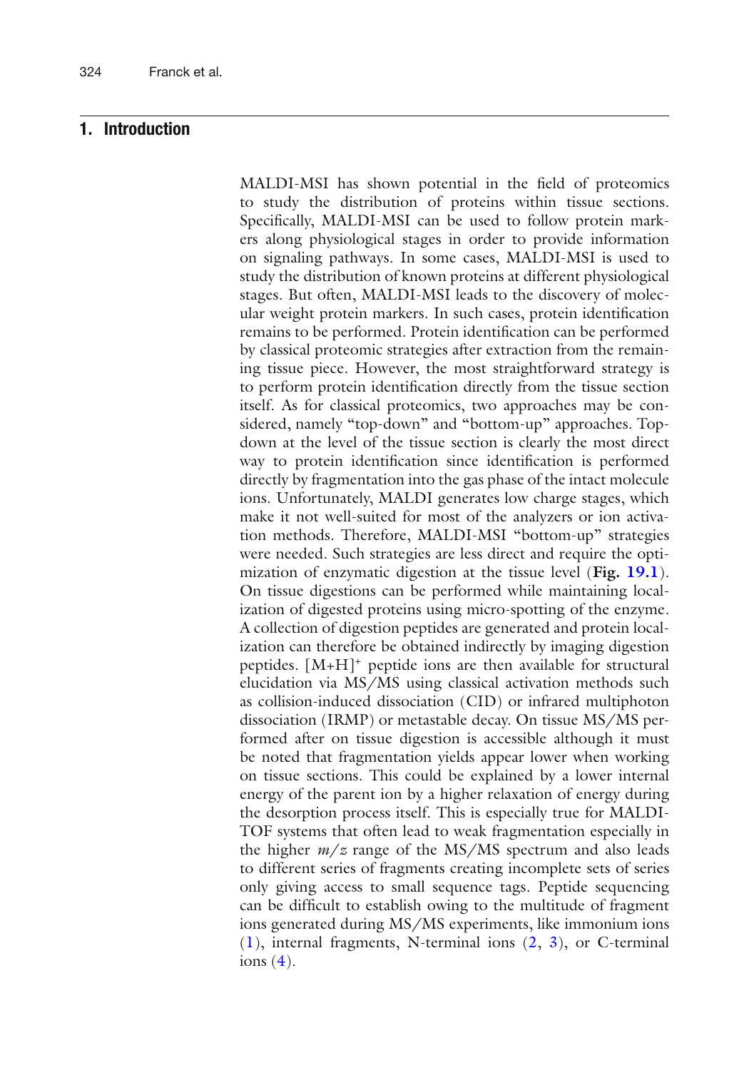## 1. Introduction

MALDI-MSI has shown potential in the field of proteomics to study the distribution of proteins within tissue sections. Specifically, MALDI-MSI can be used to follow protein markers along physiological stages in order to provide information on signaling pathways. In some cases, MALDI-MSI is used to study the distribution of known proteins at different physiological stages. But often, MALDI-MSI leads to the discovery of molecular weight protein markers. In such cases, protein identification remains to be performed. Protein identification can be performed by classical proteomic strategies after extraction from the remaining tissue piece. However, the most straightforward strategy is to perform protein identification directly from the tissue section itself. As for classical proteomics, two approaches may be considered, namely "top-down" and "bottom-up" approaches. Top-down at the level of the tissue section is clearly the most direct way to protein identification since identification is performed directly by fragmentation into the gas phase of the intact molecule ions. Unfortunately, MALDI generates low charge stages, which make it not well-suited for most of the analyzers or ion activation methods. Therefore, MALDI-MSI "bottom-up" strategies were needed. Such strategies are less direct and require the optimization of enzymatic digestion at the tissue level (**Fig. 19.1**). On tissue digestions can be performed while maintaining localization of digested proteins using micro-spotting of the enzyme. A collection of digestion peptides are generated and protein localization can therefore be obtained indirectly by imaging digestion peptides. $[M+H]^+$ peptide ions are then available for structural elucidation via MS/MS using classical activation methods such as collision-induced dissociation (CID) or infrared multiphoton dissociation (IRMP) or metastable decay. On tissue MS/MS performed after on tissue digestion is accessible although it must be noted that fragmentation yields appear lower when working on tissue sections. This could be explained by a lower internal energy of the parent ion by a higher relaxation of energy during the desorption process itself. This is especially true for MALDI-TOF systems that often lead to weak fragmentation especially in the higher *m/z* range of the MS/MS spectrum and also leads to different series of fragments creating incomplete sets of series only giving access to small sequence tags. Peptide sequencing can be difficult to establish owing to the multitude of fragment ions generated during MS/MS experiments, like immonium ions (1), internal fragments, N-terminal ions (2, 3), or C-terminal ions (4).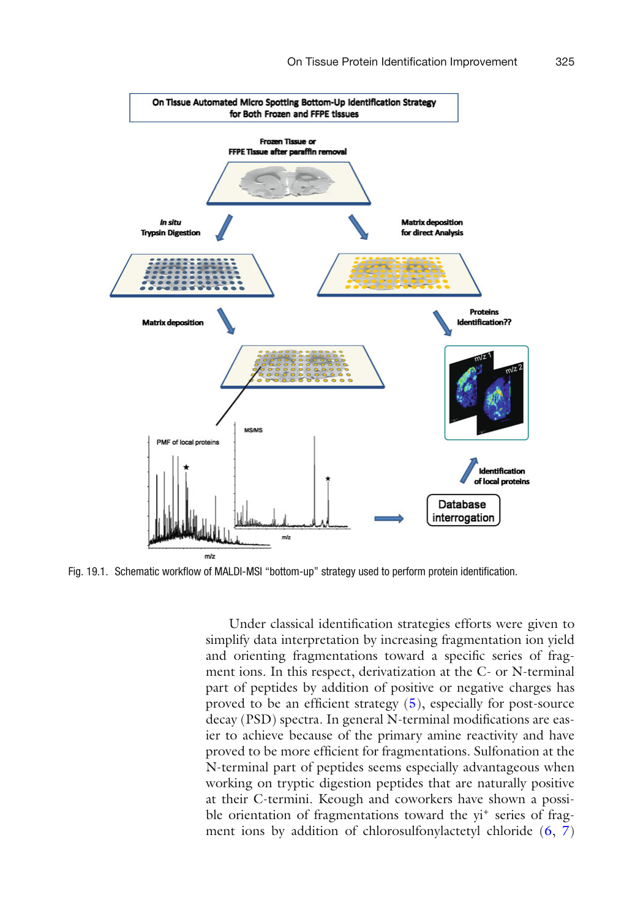Fig. 19.1. Schematic workflow of MALDI-MSI "bottom-up" strategy used to perform protein identification.

Under classical identification strategies efforts were given to simplify data interpretation by increasing fragmentation ion yield and orienting fragmentations toward a specific series of fragment ions. In this respect, derivatization at the C- or N-terminal part of peptides by addition of positive or negative charges has proved to be an efficient strategy (5), especially for post-source decay (PSD) spectra. In general N-terminal modifications are easier to achieve because of the primary amine reactivity and have proved to be more efficient for fragmentations. Sulfonation at the N-terminal part of peptides seems especially advantageous when working on tryptic digestion peptides that are naturally positive at their C-termini. Keough and coworkers have shown a possible orientation of fragmentations toward the $yi^+$ series of fragment ions by addition of chlorosulfonylactetyl chloride (6, 7)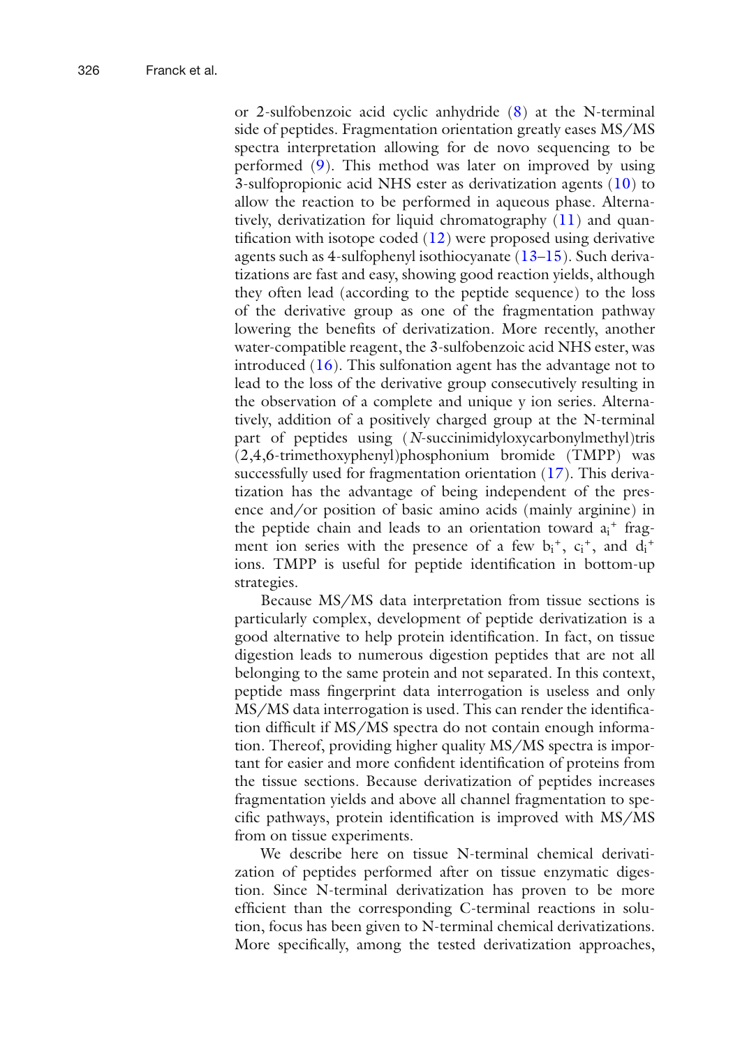or 2-sulfobenzoic acid cyclic anhydride (8) at the N-terminal side of peptides. Fragmentation orientation greatly eases MS/MS spectra interpretation allowing for de novo sequencing to be performed (9). This method was later on improved by using 3-sulfopropionic acid NHS ester as derivatization agents (10) to allow the reaction to be performed in aqueous phase. Alternatively, derivatization for liquid chromatography (11) and quantification with isotope coded (12) were proposed using derivative agents such as 4-sulfophenyl isothiocyanate (13–15). Such derivatizations are fast and easy, showing good reaction yields, although they often lead (according to the peptide sequence) to the loss of the derivative group as one of the fragmentation pathway lowering the benefits of derivatization. More recently, another water-compatible reagent, the 3-sulfobenzoic acid NHS ester, was introduced (16). This sulfonation agent has the advantage not to lead to the loss of the derivative group consecutively resulting in the observation of a complete and unique y ion series. Alternatively, addition of a positively charged group at the N-terminal part of peptides using (*N*-succinimidyloxycarbonylmethyl)tris (2,4,6-trimethoxyphenyl)phosphonium bromide (TMPP) was successfully used for fragmentation orientation (17). This derivatization has the advantage of being independent of the presence and/or position of basic amino acids (mainly arginine) in the peptide chain and leads to an orientation toward $a_i^+$ fragment ion series with the presence of a few $b_i^+$, $c_i^+$, and $d_i^+$ ions. TMPP is useful for peptide identification in bottom-up strategies.

Because MS/MS data interpretation from tissue sections is particularly complex, development of peptide derivatization is a good alternative to help protein identification. In fact, on tissue digestion leads to numerous digestion peptides that are not all belonging to the same protein and not separated. In this context, peptide mass fingerprint data interrogation is useless and only MS/MS data interrogation is used. This can render the identification difficult if MS/MS spectra do not contain enough information. Thereof, providing higher quality MS/MS spectra is important for easier and more confident identification of proteins from the tissue sections. Because derivatization of peptides increases fragmentation yields and above all channel fragmentation to specific pathways, protein identification is improved with MS/MS from on tissue experiments.

We describe here on tissue N-terminal chemical derivatization of peptides performed after on tissue enzymatic digestion. Since N-terminal derivatization has proven to be more efficient than the corresponding C-terminal reactions in solution, focus has been given to N-terminal chemical derivatizations. More specifically, among the tested derivatization approaches,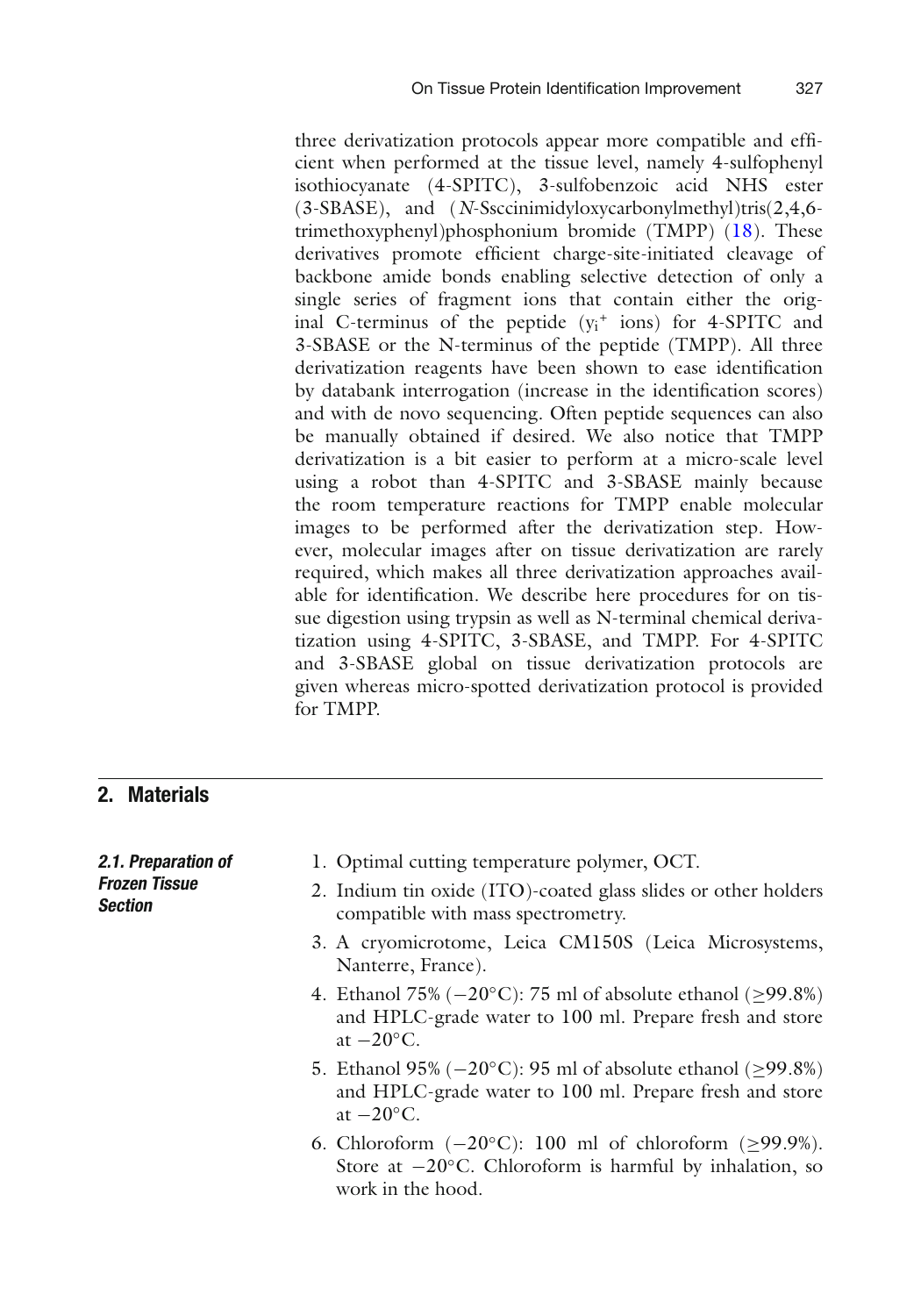three derivatization protocols appear more compatible and efficient when performed at the tissue level, namely 4-sulfophenyl isothiocyanate (4-SPITC), 3-sulfobenzoic acid NHS ester (3-SBASE), and (*N*-Ssccinimidyloxycarbonylmethyl)tris(2,4,6-trimethoxyphenyl)phosphonium bromide (TMPP) (18). These derivatives promote efficient charge-site-initiated cleavage of backbone amide bonds enabling selective detection of only a single series of fragment ions that contain either the original C-terminus of the peptide ($y_i^+$ ions) for 4-SPITC and 3-SBASE or the N-terminus of the peptide (TMPP). All three derivatization reagents have been shown to ease identification by databank interrogation (increase in the identification scores) and with de novo sequencing. Often peptide sequences can also be manually obtained if desired. We also notice that TMPP derivatization is a bit easier to perform at a micro-scale level using a robot than 4-SPITC and 3-SBASE mainly because the room temperature reactions for TMPP enable molecular images to be performed after the derivatization step. However, molecular images after on tissue derivatization are rarely required, which makes all three derivatization approaches available for identification. We describe here procedures for on tissue digestion using trypsin as well as N-terminal chemical derivatization using 4-SPITC, 3-SBASE, and TMPP. For 4-SPITC and 3-SBASE global on tissue derivatization protocols are given whereas micro-spotted derivatization protocol is provided for TMPP.

## 2. Materials

### *2.1. Preparation of Frozen Tissue Section*

1. Optimal cutting temperature polymer, OCT.
2. Indium tin oxide (ITO)-coated glass slides or other holders compatible with mass spectrometry.
3. A cryomicrotome, Leica CM150S (Leica Microsystems, Nanterre, France).
4. Ethanol 75% (−20°C): 75 ml of absolute ethanol (≥99.8%) and HPLC-grade water to 100 ml. Prepare fresh and store at −20°C.
5. Ethanol 95% (−20°C): 95 ml of absolute ethanol (≥99.8%) and HPLC-grade water to 100 ml. Prepare fresh and store at −20°C.
6. Chloroform (−20°C): 100 ml of chloroform (≥99.9%). Store at −20°C. Chloroform is harmful by inhalation, so work in the hood.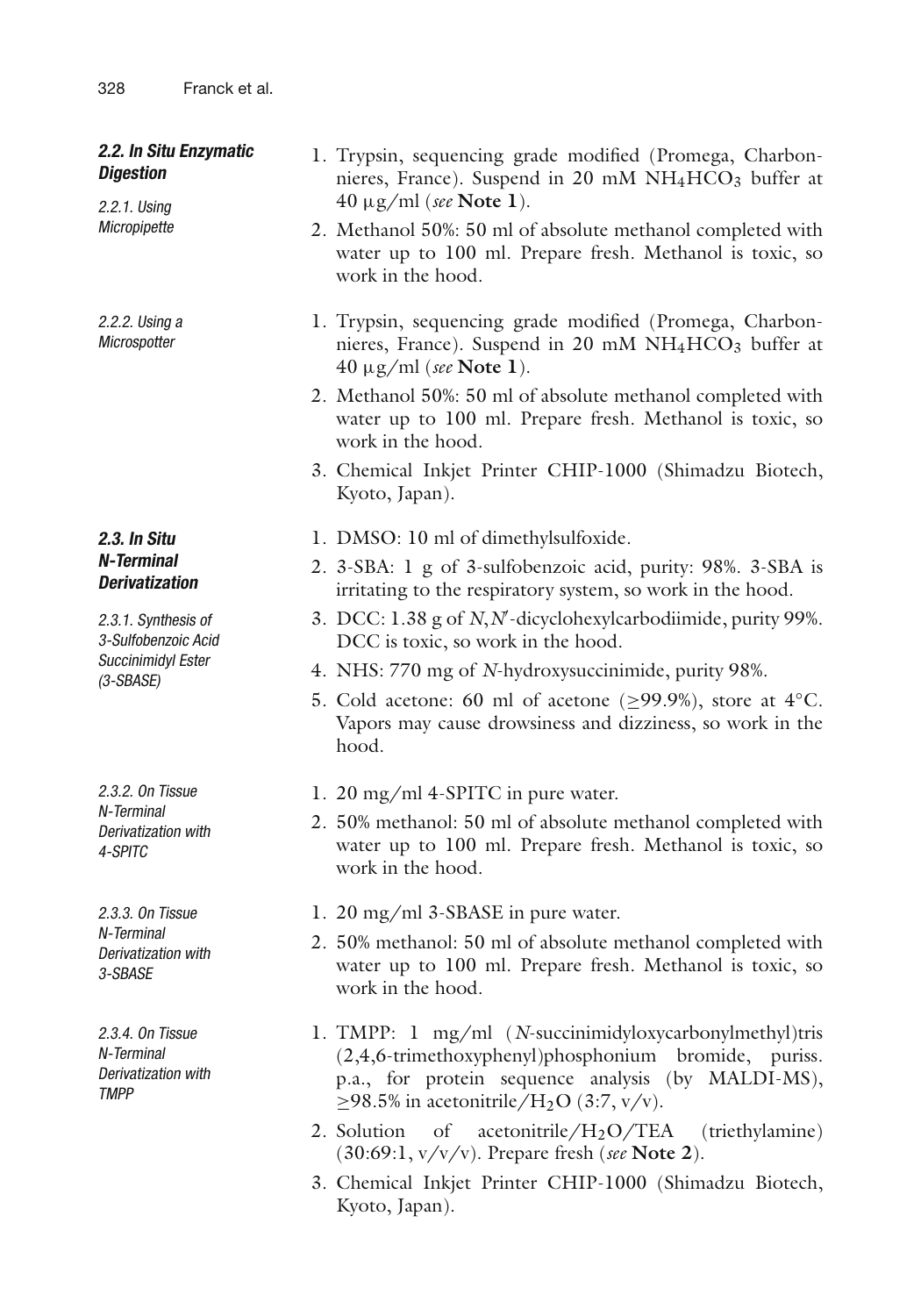### 2.2. In Situ Enzymatic Digestion

#### 2.2.1. Using Micropipette

1. Trypsin, sequencing grade modified (Promega, Charbonnieres, France). Suspend in 20 mM $NH_4HCO_3$ buffer at 40 μg/ml (*see* **Note 1**).
2. Methanol 50%: 50 ml of absolute methanol completed with water up to 100 ml. Prepare fresh. Methanol is toxic, so work in the hood.

#### 2.2.2. Using a Microspotter

1. Trypsin, sequencing grade modified (Promega, Charbonnieres, France). Suspend in 20 mM $NH_4HCO_3$ buffer at 40 μg/ml (*see* **Note 1**).
2. Methanol 50%: 50 ml of absolute methanol completed with water up to 100 ml. Prepare fresh. Methanol is toxic, so work in the hood.
3. Chemical Inkjet Printer CHIP-1000 (Shimadzu Biotech, Kyoto, Japan).

### 2.3. In Situ N-Terminal Derivatization

#### 2.3.1. Synthesis of 3-Sulfobenzoic Acid Succinimidyl Ester (3-SBASE)

1. DMSO: 10 ml of dimethylsulfoxide.
2. 3-SBA: 1 g of 3-sulfobenzoic acid, purity: 98%. 3-SBA is irritating to the respiratory system, so work in the hood.
3. DCC: 1.38 g of *N,N'*-dicyclohexylcarbodiimide, purity 99%. DCC is toxic, so work in the hood.
4. NHS: 770 mg of *N*-hydroxysuccinimide, purity 98%.
5. Cold acetone: 60 ml of acetone (≥99.9%), store at 4°C. Vapors may cause drowsiness and dizziness, so work in the hood.

#### 2.3.2. On Tissue N-Terminal Derivatization with 4-SPITC

1. 20 mg/ml 4-SPITC in pure water.
2. 50% methanol: 50 ml of absolute methanol completed with water up to 100 ml. Prepare fresh. Methanol is toxic, so work in the hood.

#### 2.3.3. On Tissue N-Terminal Derivatization with 3-SBASE

1. 20 mg/ml 3-SBASE in pure water.
2. 50% methanol: 50 ml of absolute methanol completed with water up to 100 ml. Prepare fresh. Methanol is toxic, so work in the hood.

#### 2.3.4. On Tissue N-Terminal Derivatization with TMPP

1. TMPP: 1 mg/ml (*N*-succinimidyloxycarbonylmethyl)tris (2,4,6-trimethoxyphenyl)phosphonium bromide, puriss. p.a., for protein sequence analysis (by MALDI-MS), ≥98.5% in acetonitrile/$H_2O$ (3:7, v/v).
2. Solution of acetonitrile/$H_2O$/TEA (triethylamine) (30:69:1, v/v/v). Prepare fresh (*see* **Note 2**).
3. Chemical Inkjet Printer CHIP-1000 (Shimadzu Biotech, Kyoto, Japan).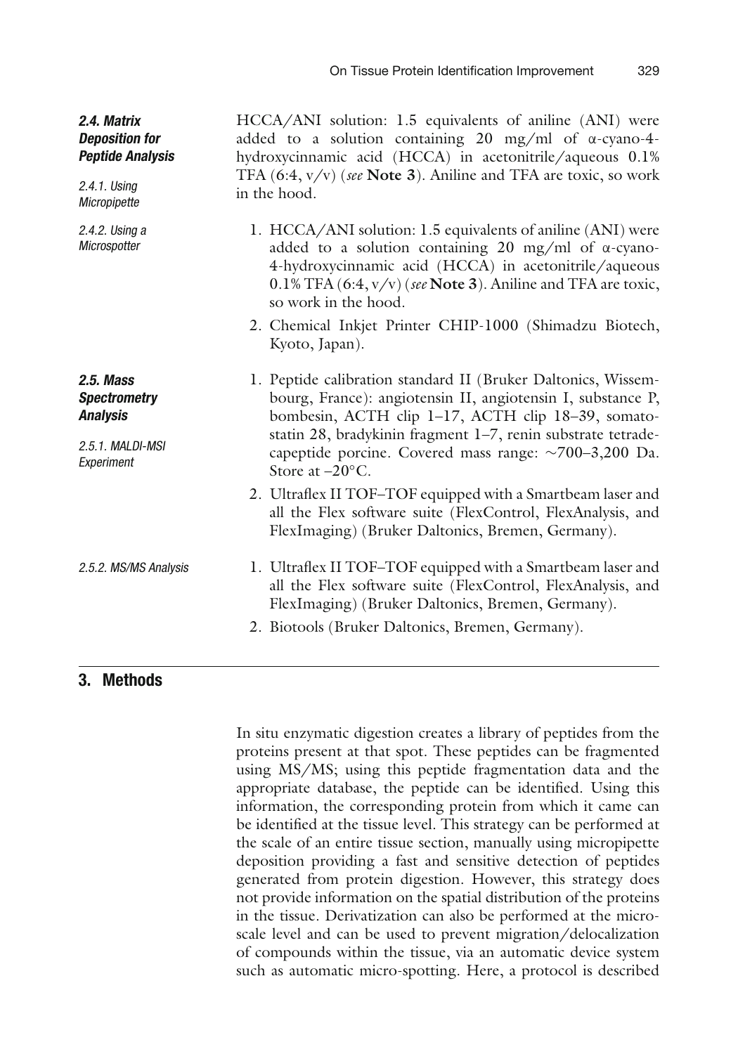### 2.4. Matrix Deposition for Peptide Analysis

#### 2.4.1. Using Micropipette

HCCA/ANI solution: 1.5 equivalents of aniline (ANI) were added to a solution containing 20 mg/ml of α-cyano-4-hydroxycinnamic acid (HCCA) in acetonitrile/aqueous 0.1% TFA (6:4, v/v) (*see* **Note 3**). Aniline and TFA are toxic, so work in the hood.

#### 2.4.2. Using a Microspotter

1. HCCA/ANI solution: 1.5 equivalents of aniline (ANI) were added to a solution containing 20 mg/ml of α-cyano-4-hydroxycinnamic acid (HCCA) in acetonitrile/aqueous 0.1% TFA (6:4, v/v) (*see* **Note 3**). Aniline and TFA are toxic, so work in the hood.
2. Chemical Inkjet Printer CHIP-1000 (Shimadzu Biotech, Kyoto, Japan).

### 2.5. Mass Spectrometry Analysis

#### 2.5.1. MALDI-MSI Experiment

1. Peptide calibration standard II (Bruker Daltonics, Wissembourg, France): angiotensin II, angiotensin I, substance P, bombesin, ACTH clip 1–17, ACTH clip 18–39, somatostatin 28, bradykinin fragment 1–7, renin substrate tetradecapeptide porcine. Covered mass range: ∼700–3,200 Da. Store at −20°C.
2. Ultraflex II TOF–TOF equipped with a Smartbeam laser and all the Flex software suite (FlexControl, FlexAnalysis, and FlexImaging) (Bruker Daltonics, Bremen, Germany).

#### 2.5.2. MS/MS Analysis

1. Ultraflex II TOF–TOF equipped with a Smartbeam laser and all the Flex software suite (FlexControl, FlexAnalysis, and FlexImaging) (Bruker Daltonics, Bremen, Germany).
2. Biotools (Bruker Daltonics, Bremen, Germany).

## 3. Methods

In situ enzymatic digestion creates a library of peptides from the proteins present at that spot. These peptides can be fragmented using MS/MS; using this peptide fragmentation data and the appropriate database, the peptide can be identified. Using this information, the corresponding protein from which it came can be identified at the tissue level. This strategy can be performed at the scale of an entire tissue section, manually using micropipette deposition providing a fast and sensitive detection of peptides generated from protein digestion. However, this strategy does not provide information on the spatial distribution of the proteins in the tissue. Derivatization can also be performed at the microscale level and can be used to prevent migration/delocalization of compounds within the tissue, via an automatic device system such as automatic micro-spotting. Here, a protocol is described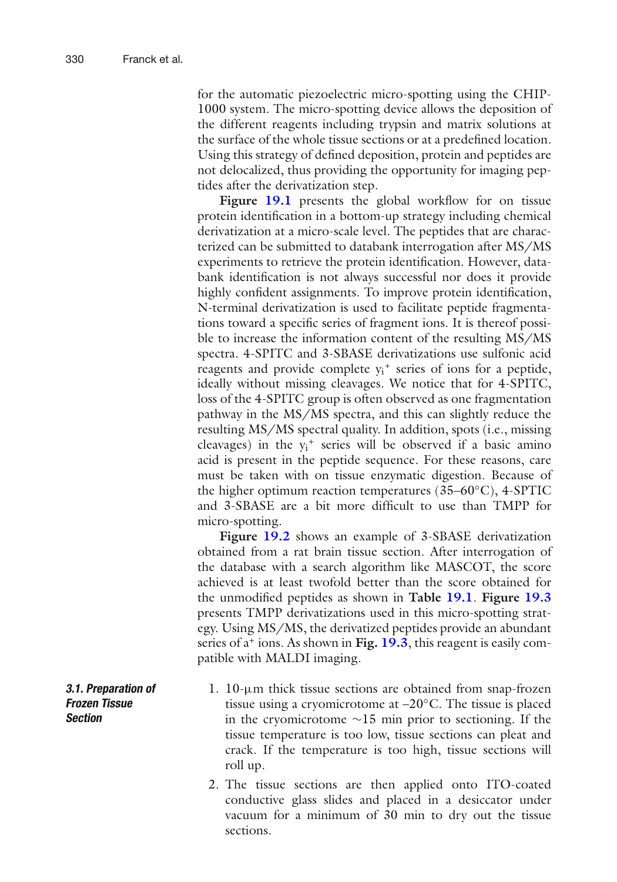for the automatic piezoelectric micro-spotting using the CHIP-1000 system. The micro-spotting device allows the deposition of the different reagents including trypsin and matrix solutions at the surface of the whole tissue sections or at a predefined location. Using this strategy of defined deposition, protein and peptides are not delocalized, thus providing the opportunity for imaging peptides after the derivatization step.

**Figure 19.1** presents the global workflow for on tissue protein identification in a bottom-up strategy including chemical derivatization at a micro-scale level. The peptides that are characterized can be submitted to databank interrogation after MS/MS experiments to retrieve the protein identification. However, databank identification is not always successful nor does it provide highly confident assignments. To improve protein identification, N-terminal derivatization is used to facilitate peptide fragmentations toward a specific series of fragment ions. It is thereof possible to increase the information content of the resulting MS/MS spectra. 4-SPITC and 3-SBASE derivatizations use sulfonic acid reagents and provide complete $y_i^+$ series of ions for a peptide, ideally without missing cleavages. We notice that for 4-SPITC, loss of the 4-SPITC group is often observed as one fragmentation pathway in the MS/MS spectra, and this can slightly reduce the resulting MS/MS spectral quality. In addition, spots (i.e., missing cleavages) in the $y_i^+$ series will be observed if a basic amino acid is present in the peptide sequence. For these reasons, care must be taken with on tissue enzymatic digestion. Because of the higher optimum reaction temperatures (35–60°C), 4-SPTIC and 3-SBASE are a bit more difficult to use than TMPP for micro-spotting.

**Figure 19.2** shows an example of 3-SBASE derivatization obtained from a rat brain tissue section. After interrogation of the database with a search algorithm like MASCOT, the score achieved is at least twofold better than the score obtained for the unmodified peptides as shown in **Table 19.1**. **Figure 19.3** presents TMPP derivatizations used in this micro-spotting strategy. Using MS/MS, the derivatized peptides provide an abundant series of $a^+$ ions. As shown in **Fig. 19.3**, this reagent is easily compatible with MALDI imaging.

### *3.1. Preparation of Frozen Tissue Section*

1. 10-µm thick tissue sections are obtained from snap-frozen tissue using a cryomicrotome at –20°C. The tissue is placed in the cryomicrotome ~15 min prior to sectioning. If the tissue temperature is too low, tissue sections can pleat and crack. If the temperature is too high, tissue sections will roll up.
2. The tissue sections are then applied onto ITO-coated conductive glass slides and placed in a desiccator under vacuum for a minimum of 30 min to dry out the tissue sections.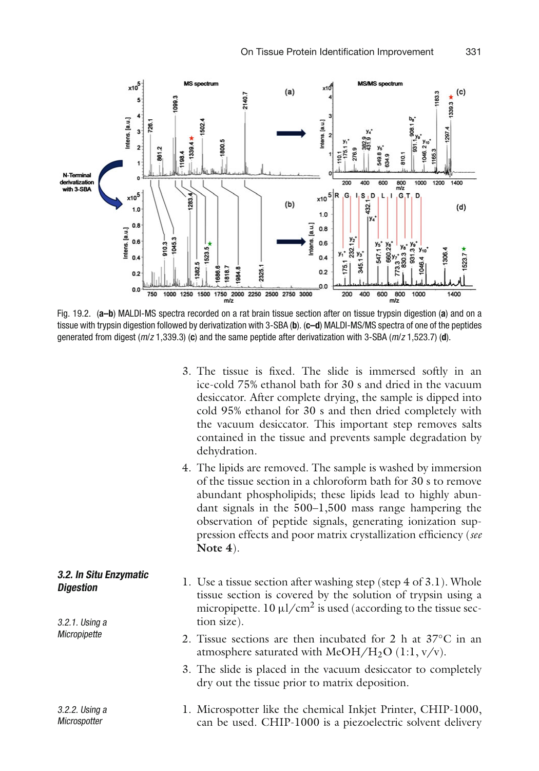Fig. 19.2. (**a–b**) MALDI-MS spectra recorded on a rat brain tissue section after on tissue trypsin digestion (**a**) and on a tissue with trypsin digestion followed by derivatization with 3-SBA (**b**). (**c–d**) MALDI-MS/MS spectra of one of the peptides generated from digest (*m/z* 1,339.3) (**c**) and the same peptide after derivatization with 3-SBA (*m/z* 1,523.7) (**d**).

3. The tissue is fixed. The slide is immersed softly in an ice-cold 75% ethanol bath for 30 s and dried in the vacuum desiccator. After complete drying, the sample is dipped into cold 95% ethanol for 30 s and then dried completely with the vacuum desiccator. This important step removes salts contained in the tissue and prevents sample degradation by dehydration.
4. The lipids are removed. The sample is washed by immersion of the tissue section in a chloroform bath for 30 s to remove abundant phospholipids; these lipids lead to highly abundant signals in the 500–1,500 mass range hampering the observation of peptide signals, generating ionization suppression effects and poor matrix crystallization efficiency (*see* **Note 4**).

### 3.2. In Situ Enzymatic Digestion

#### 3.2.1. Using a Micropipette

1. Use a tissue section after washing step (step 4 of 3.1). Whole tissue section is covered by the solution of trypsin using a micropipette. 10 μl/cm$^2$ is used (according to the tissue section size).
2. Tissue sections are then incubated for 2 h at 37°C in an atmosphere saturated with MeOH/$H_2O$ (1:1, v/v).
3. The slide is placed in the vacuum desiccator to completely dry out the tissue prior to matrix deposition.

#### 3.2.2. Using a Microspotter

1. Microspotter like the chemical Inkjet Printer, CHIP-1000, can be used. CHIP-1000 is a piezoelectric solvent delivery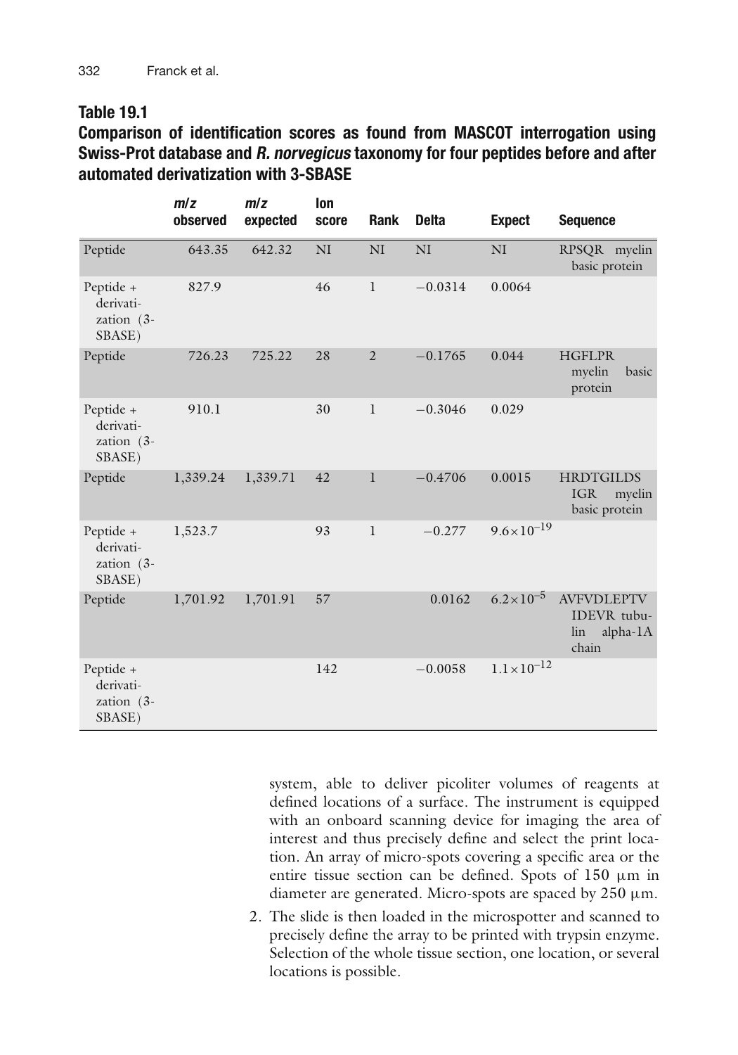**Table 19.1**
**Comparison of identification scores as found from MASCOT interrogation using Swiss-Prot database and *R. norvegicus* taxonomy for four peptides before and after automated derivatization with 3-SBASE**

| | m/z observed | m/z expected | Ion score | Rank | Delta | Expect | Sequence |
|---|---|---|---|---|---|---|---|
| Peptide | 643.35 | 642.32 | NI | NI | NI | NI | RPSQR myelin basic protein |
| Peptide + derivatization (3-SBASE) | 827.9 | | 46 | 1 | −0.0314 | 0.0064 | |
| Peptide | 726.23 | 725.22 | 28 | 2 | −0.1765 | 0.044 | HGFLPR myelin basic protein |
| Peptide + derivatization (3-SBASE) | 910.1 | | 30 | 1 | −0.3046 | 0.029 | |
| Peptide | 1,339.24 | 1,339.71 | 42 | 1 | −0.4706 | 0.0015 | HRDTGILDS IGR myelin basic protein |
| Peptide + derivatization (3-SBASE) | 1,523.7 | | 93 | 1 | −0.277 | $9.6 \times 10^{-19}$ | |
| Peptide | 1,701.92 | 1,701.91 | 57 | | 0.0162 | $6.2 \times 10^{-5}$ | AVFVDLEPTV IDEVR tubulin alpha-1A chain |
| Peptide + derivatization (3-SBASE) | | | 142 | | −0.0058 | $1.1 \times 10^{-12}$ | |

system, able to deliver picoliter volumes of reagents at defined locations of a surface. The instrument is equipped with an onboard scanning device for imaging the area of interest and thus precisely define and select the print location. An array of micro-spots covering a specific area or the entire tissue section can be defined. Spots of 150 μm in diameter are generated. Micro-spots are spaced by 250 μm.

2. The slide is then loaded in the microspotter and scanned to precisely define the array to be printed with trypsin enzyme. Selection of the whole tissue section, one location, or several locations is possible.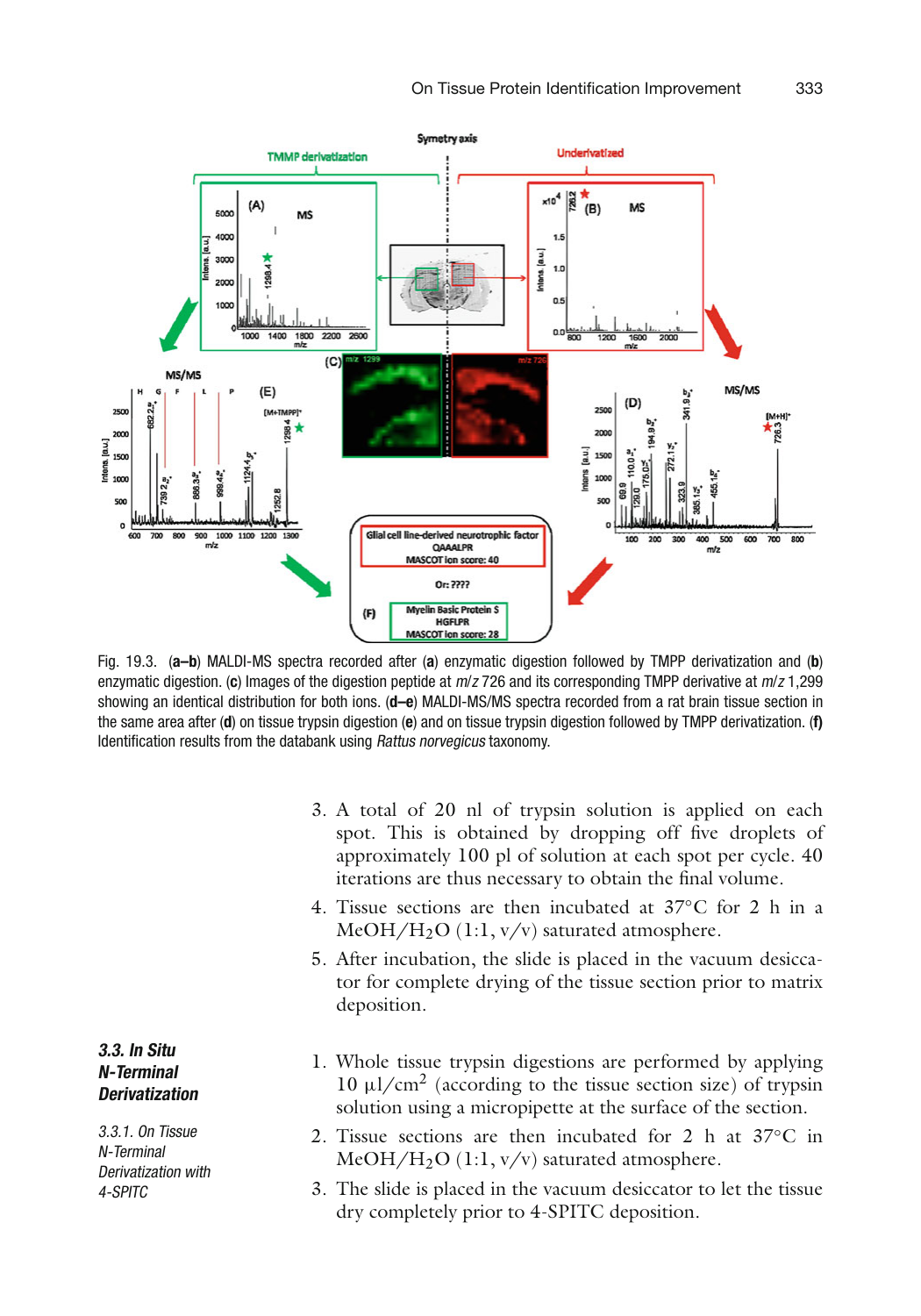Fig. 19.3. (**a–b**) MALDI-MS spectra recorded after (**a**) enzymatic digestion followed by TMPP derivatization and (**b**) enzymatic digestion. (**c**) Images of the digestion peptide at *m/z* 726 and its corresponding TMPP derivative at *m/z* 1,299 showing an identical distribution for both ions. (**d–e**) MALDI-MS/MS spectra recorded from a rat brain tissue section in the same area after (**d**) on tissue trypsin digestion (**e**) and on tissue trypsin digestion followed by TMPP derivatization. (**f**) Identification results from the databank using *Rattus norvegicus* taxonomy.

3. A total of 20 nl of trypsin solution is applied on each spot. This is obtained by dropping off five droplets of approximately 100 pl of solution at each spot per cycle. 40 iterations are thus necessary to obtain the final volume.
4. Tissue sections are then incubated at 37°C for 2 h in a MeOH/$H_2O$ (1:1, v/v) saturated atmosphere.
5. After incubation, the slide is placed in the vacuum desiccator for complete drying of the tissue section prior to matrix deposition.

### 3.3. In Situ N-Terminal Derivatization

#### 3.3.1. On Tissue N-Terminal Derivatization with 4-SPITC

1. Whole tissue trypsin digestions are performed by applying 10 μl/$cm^2$ (according to the tissue section size) of trypsin solution using a micropipette at the surface of the section.
2. Tissue sections are then incubated for 2 h at 37°C in MeOH/$H_2O$ (1:1, v/v) saturated atmosphere.
3. The slide is placed in the vacuum desiccator to let the tissue dry completely prior to 4-SPITC deposition.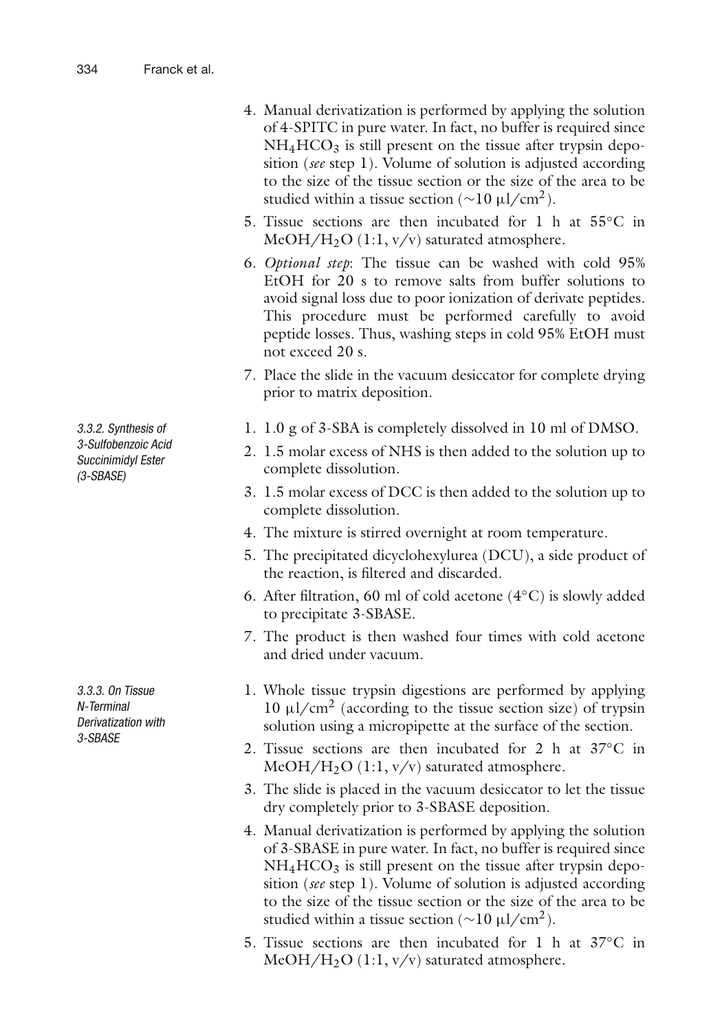4. Manual derivatization is performed by applying the solution of 4-SPITC in pure water. In fact, no buffer is required since $NH_4HCO_3$ is still present on the tissue after trypsin deposition (*see* step 1). Volume of solution is adjusted according to the size of the tissue section or the size of the area to be studied within a tissue section (~10 μl/cm$^2$).
5. Tissue sections are then incubated for 1 h at 55°C in $MeOH/H_2O$ (1:1, v/v) saturated atmosphere.
6. *Optional step*: The tissue can be washed with cold 95% EtOH for 20 s to remove salts from buffer solutions to avoid signal loss due to poor ionization of derivate peptides. This procedure must be performed carefully to avoid peptide losses. Thus, washing steps in cold 95% EtOH must not exceed 20 s.
7. Place the slide in the vacuum desiccator for complete drying prior to matrix deposition.

#### 3.3.2. Synthesis of 3-Sulfobenzoic Acid Succinimidyl Ester (3-SBASE)

1. 1.0 g of 3-SBA is completely dissolved in 10 ml of DMSO.
2. 1.5 molar excess of NHS is then added to the solution up to complete dissolution.
3. 1.5 molar excess of DCC is then added to the solution up to complete dissolution.
4. The mixture is stirred overnight at room temperature.
5. The precipitated dicyclohexylurea (DCU), a side product of the reaction, is filtered and discarded.
6. After filtration, 60 ml of cold acetone (4°C) is slowly added to precipitate 3-SBASE.
7. The product is then washed four times with cold acetone and dried under vacuum.

#### 3.3.3. On Tissue N-Terminal Derivatization with 3-SBASE

1. Whole tissue trypsin digestions are performed by applying 10 μl/cm$^2$ (according to the tissue section size) of trypsin solution using a micropipette at the surface of the section.
2. Tissue sections are then incubated for 2 h at 37°C in $MeOH/H_2O$ (1:1, v/v) saturated atmosphere.
3. The slide is placed in the vacuum desiccator to let the tissue dry completely prior to 3-SBASE deposition.
4. Manual derivatization is performed by applying the solution of 3-SBASE in pure water. In fact, no buffer is required since $NH_4HCO_3$ is still present on the tissue after trypsin deposition (*see* step 1). Volume of solution is adjusted according to the size of the tissue section or the size of the area to be studied within a tissue section (~10 μl/cm$^2$).
5. Tissue sections are then incubated for 1 h at 37°C in $MeOH/H_2O$ (1:1, v/v) saturated atmosphere.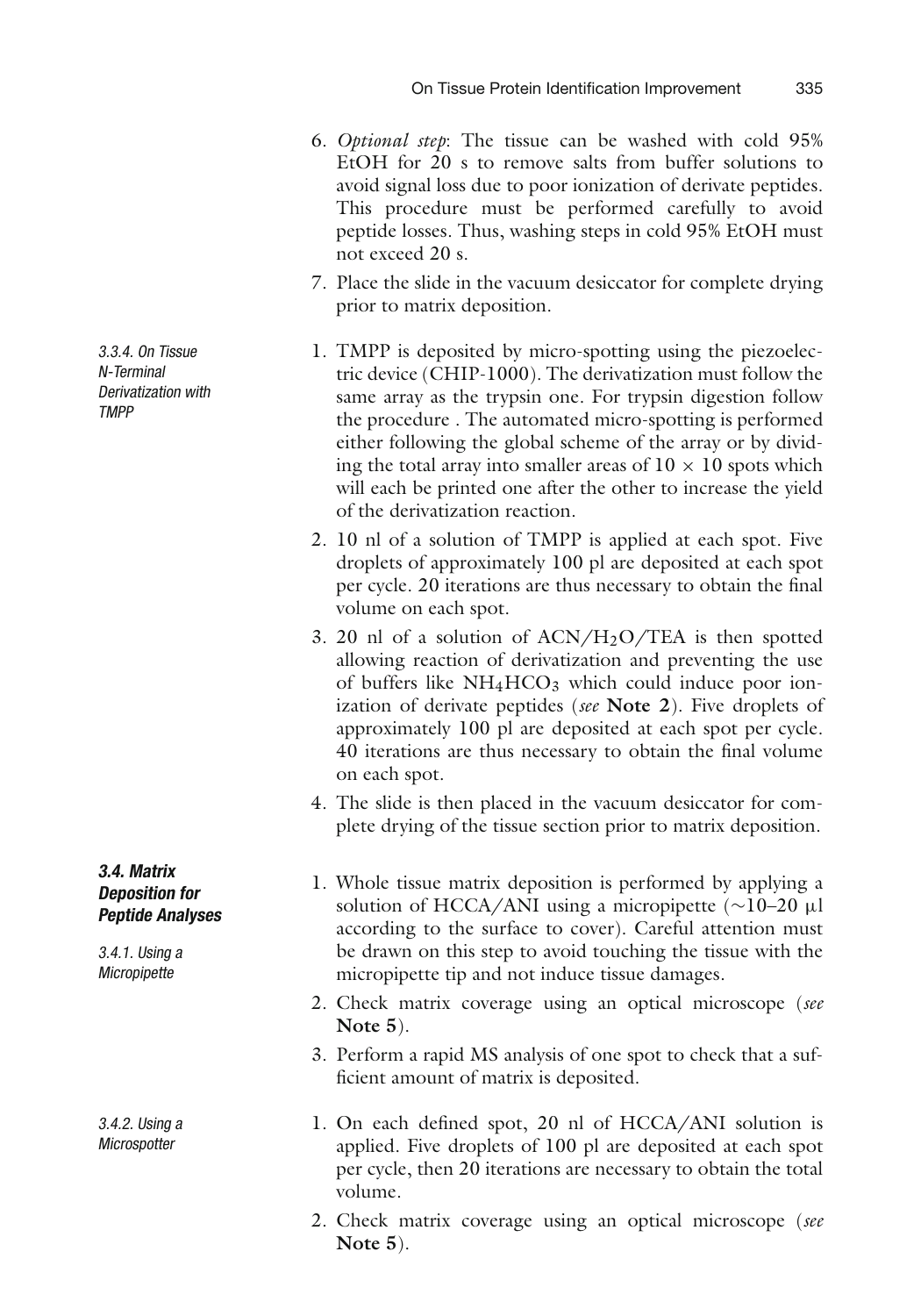6. *Optional step*: The tissue can be washed with cold 95% EtOH for 20 s to remove salts from buffer solutions to avoid signal loss due to poor ionization of derivate peptides. This procedure must be performed carefully to avoid peptide losses. Thus, washing steps in cold 95% EtOH must not exceed 20 s.
7. Place the slide in the vacuum desiccator for complete drying prior to matrix deposition.

#### 3.3.4. On Tissue N-Terminal Derivatization with TMPP

1. TMPP is deposited by micro-spotting using the piezoelectric device (CHIP-1000). The derivatization must follow the same array as the trypsin one. For trypsin digestion follow the procedure . The automated micro-spotting is performed either following the global scheme of the array or by dividing the total array into smaller areas of $10 \times 10$ spots which will each be printed one after the other to increase the yield of the derivatization reaction.
2. 10 nl of a solution of TMPP is applied at each spot. Five droplets of approximately 100 pl are deposited at each spot per cycle. 20 iterations are thus necessary to obtain the final volume on each spot.
3. 20 nl of a solution of ACN/$H_2O$/TEA is then spotted allowing reaction of derivatization and preventing the use of buffers like $NH_4HCO_3$ which could induce poor ionization of derivate peptides (*see* **Note 2**). Five droplets of approximately 100 pl are deposited at each spot per cycle. 40 iterations are thus necessary to obtain the final volume on each spot.
4. The slide is then placed in the vacuum desiccator for complete drying of the tissue section prior to matrix deposition.

### 3.4. Matrix Deposition for Peptide Analyses

#### 3.4.1. Using a Micropipette

1. Whole tissue matrix deposition is performed by applying a solution of HCCA/ANI using a micropipette (~10–20 μl according to the surface to cover). Careful attention must be drawn on this step to avoid touching the tissue with the micropipette tip and not induce tissue damages.
2. Check matrix coverage using an optical microscope (*see* **Note 5**).
3. Perform a rapid MS analysis of one spot to check that a sufficient amount of matrix is deposited.

#### 3.4.2. Using a Microspotter

1. On each defined spot, 20 nl of HCCA/ANI solution is applied. Five droplets of 100 pl are deposited at each spot per cycle, then 20 iterations are necessary to obtain the total volume.
2. Check matrix coverage using an optical microscope (*see* **Note 5**).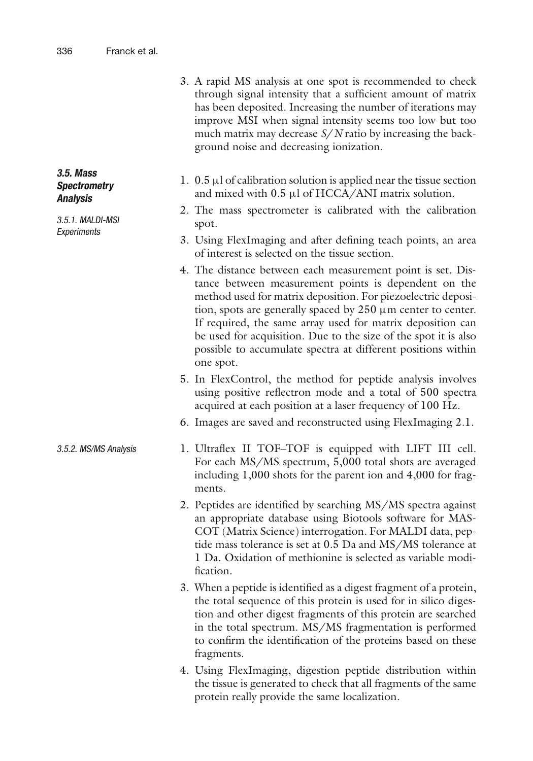3. A rapid MS analysis at one spot is recommended to check through signal intensity that a sufficient amount of matrix has been deposited. Increasing the number of iterations may improve MSI when signal intensity seems too low but too much matrix may decrease *S/N* ratio by increasing the background noise and decreasing ionization.

### 3.5. Mass Spectrometry Analysis

#### 3.5.1. MALDI-MSI Experiments

1. 0.5 μl of calibration solution is applied near the tissue section and mixed with 0.5 μl of HCCA/ANI matrix solution.
2. The mass spectrometer is calibrated with the calibration spot.
3. Using FlexImaging and after defining teach points, an area of interest is selected on the tissue section.
4. The distance between each measurement point is set. Distance between measurement points is dependent on the method used for matrix deposition. For piezoelectric deposition, spots are generally spaced by 250 μm center to center. If required, the same array used for matrix deposition can be used for acquisition. Due to the size of the spot it is also possible to accumulate spectra at different positions within one spot.
5. In FlexControl, the method for peptide analysis involves using positive reflectron mode and a total of 500 spectra acquired at each position at a laser frequency of 100 Hz.
6. Images are saved and reconstructed using FlexImaging 2.1.

#### 3.5.2. MS/MS Analysis

1. Ultraflex II TOF–TOF is equipped with LIFT III cell. For each MS/MS spectrum, 5,000 total shots are averaged including 1,000 shots for the parent ion and 4,000 for fragments.
2. Peptides are identified by searching MS/MS spectra against an appropriate database using Biotools software for MASCOT (Matrix Science) interrogation. For MALDI data, peptide mass tolerance is set at 0.5 Da and MS/MS tolerance at 1 Da. Oxidation of methionine is selected as variable modification.
3. When a peptide is identified as a digest fragment of a protein, the total sequence of this protein is used for in silico digestion and other digest fragments of this protein are searched in the total spectrum. MS/MS fragmentation is performed to confirm the identification of the proteins based on these fragments.
4. Using FlexImaging, digestion peptide distribution within the tissue is generated to check that all fragments of the same protein really provide the same localization.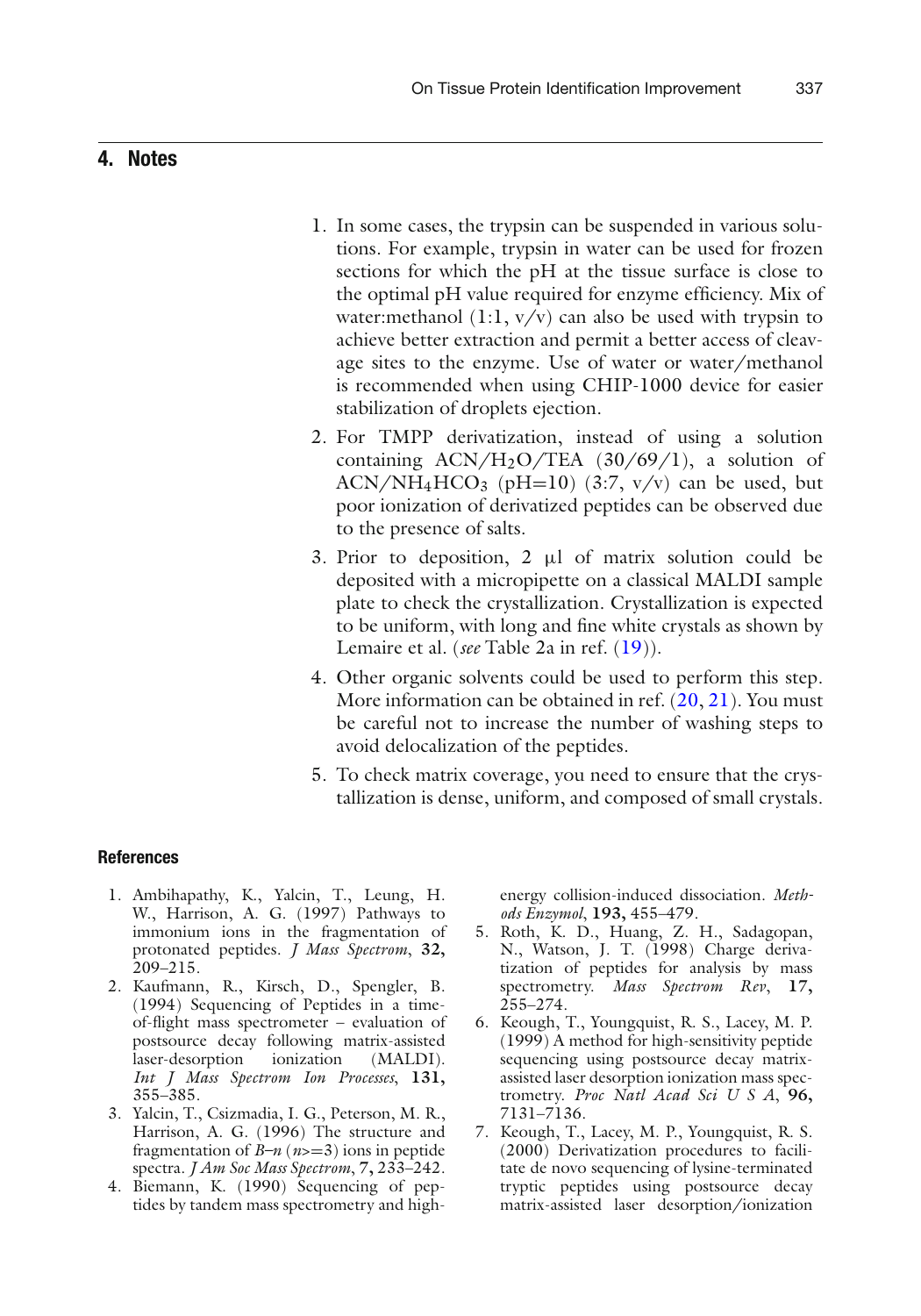## 4. Notes

1. In some cases, the trypsin can be suspended in various solutions. For example, trypsin in water can be used for frozen sections for which the pH at the tissue surface is close to the optimal pH value required for enzyme efficiency. Mix of water:methanol (1:1, v/v) can also be used with trypsin to achieve better extraction and permit a better access of cleavage sites to the enzyme. Use of water or water/methanol is recommended when using CHIP-1000 device for easier stabilization of droplets ejection.
2. For TMPP derivatization, instead of using a solution containing ACN/$H_2O$/TEA (30/69/1), a solution of ACN/$NH_4HCO_3$ (pH=10) (3:7, v/v) can be used, but poor ionization of derivatized peptides can be observed due to the presence of salts.
3. Prior to deposition, 2 μl of matrix solution could be deposited with a micropipette on a classical MALDI sample plate to check the crystallization. Crystallization is expected to be uniform, with long and fine white crystals as shown by Lemaire et al. (*see* Table 2a in ref. (19)).
4. Other organic solvents could be used to perform this step. More information can be obtained in ref. (20, 21). You must be careful not to increase the number of washing steps to avoid delocalization of the peptides.
5. To check matrix coverage, you need to ensure that the crystallization is dense, uniform, and composed of small crystals.

## References

1. Ambihapathy, K., Yalcin, T., Leung, H. W., Harrison, A. G. (1997) Pathways to immonium ions in the fragmentation of protonated peptides. *J Mass Spectrom*, **32,** 209–215.
2. Kaufmann, R., Kirsch, D., Spengler, B. (1994) Sequencing of Peptides in a time-of-flight mass spectrometer – evaluation of postsource decay following matrix-assisted laser-desorption ionization (MALDI). *Int J Mass Spectrom Ion Processes*, **131,** 355–385.
3. Yalcin, T., Csizmadia, I. G., Peterson, M. R., Harrison, A. G. (1996) The structure and fragmentation of *B–n* (*n*>=3) ions in peptide spectra. *J Am Soc Mass Spectrom*, **7,** 233–242.
4. Biemann, K. (1990) Sequencing of peptides by tandem mass spectrometry and high-energy collision-induced dissociation. *Methods Enzymol*, **193,** 455–479.
5. Roth, K. D., Huang, Z. H., Sadagopan, N., Watson, J. T. (1998) Charge derivatization of peptides for analysis by mass spectrometry. *Mass Spectrom Rev*, **17,** 255–274.
6. Keough, T., Youngquist, R. S., Lacey, M. P. (1999) A method for high-sensitivity peptide sequencing using postsource decay matrix-assisted laser desorption ionization mass spectrometry. *Proc Natl Acad Sci U S A*, **96,** 7131–7136.
7. Keough, T., Lacey, M. P., Youngquist, R. S. (2000) Derivatization procedures to facilitate de novo sequencing of lysine-terminated tryptic peptides using postsource decay matrix-assisted laser desorption/ionization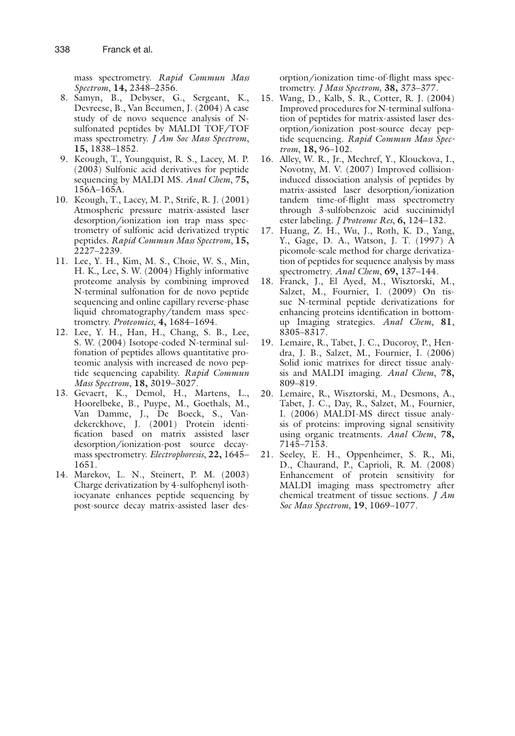mass spectrometry. *Rapid Commun Mass Spectrom*, **14,** 2348–2356.

8. Samyn, B., Debyser, G., Sergeant, K., Devreese, B., Van Beeumen, J. (2004) A case study of de novo sequence analysis of N-sulfonated peptides by MALDI TOF/TOF mass spectrometry. *J Am Soc Mass Spectrom*, **15,** 1838–1852.
9. Keough, T., Youngquist, R. S., Lacey, M. P. (2003) Sulfonic acid derivatives for peptide sequencing by MALDI MS. *Anal Chem*, **75,** 156A–165A.
10. Keough, T., Lacey, M. P., Strife, R. J. (2001) Atmospheric pressure matrix-assisted laser desorption/ionization ion trap mass spectrometry of sulfonic acid derivatized tryptic peptides. *Rapid Commun Mass Spectrom*, **15,** 2227–2239.
11. Lee, Y. H., Kim, M. S., Choie, W. S., Min, H. K., Lee, S. W. (2004) Highly informative proteome analysis by combining improved N-terminal sulfonation for de novo peptide sequencing and online capillary reverse-phase liquid chromatography/tandem mass spectrometry. *Proteomics*, **4,** 1684–1694.
12. Lee, Y. H., Han, H., Chang, S. B., Lee, S. W. (2004) Isotope-coded N-terminal sulfonation of peptides allows quantitative proteomic analysis with increased de novo peptide sequencing capability. *Rapid Commun Mass Spectrom*, **18,** 3019–3027.
13. Gevaert, K., Demol, H., Martens, L., Hoorelbeke, B., Puype, M., Goethals, M., Van Damme, J., De Boeck, S., Vandekerckhove, J. (2001) Protein identification based on matrix assisted laser desorption/ionization-post source decay-mass spectrometry. *Electrophoresis*, **22,** 1645–1651.
14. Marekov, L. N., Steinert, P. M. (2003) Charge derivatization by 4-sulfophenyl isothiocyanate enhances peptide sequencing by post-source decay matrix-assisted laser desorption/ionization time-of-flight mass spectrometry. *J Mass Spectrom,* **38,** 373–377.
15. Wang, D., Kalb, S. R., Cotter, R. J. (2004) Improved procedures for N-terminal sulfonation of peptides for matrix-assisted laser desorption/ionization post-source decay peptide sequencing. *Rapid Commun Mass Spectrom*, **18,** 96–102.
16. Alley, W. R., Jr., Mechref, Y., Klouckova, I., Novotny, M. V. (2007) Improved collision-induced dissociation analysis of peptides by matrix-assisted laser desorption/ionization tandem time-of-flight mass spectrometry through 3-sulfobenzoic acid succinimidyl ester labeling. *J Proteome Res*, **6,** 124–132.
17. Huang, Z. H., Wu, J., Roth, K. D., Yang, Y., Gage, D. A., Watson, J. T. (1997) A picomole-scale method for charge derivatization of peptides for sequence analysis by mass spectrometry. *Anal Chem*, **69,** 137–144.
18. Franck, J., El Ayed, M., Wisztorski, M., Salzet, M., Fournier, I. (2009) On tissue N-terminal peptide derivatizations for enhancing proteins identification in bottom-up Imaging strategies. *Anal Chem*, **81**, 8305–8317.
19. Lemaire, R., Tabet, J. C., Ducoroy, P., Hendra, J. B., Salzet, M., Fournier, I. (2006) Solid ionic matrixes for direct tissue analysis and MALDI imaging. *Anal Chem*, **78,** 809–819.
20. Lemaire, R., Wisztorski, M., Desmons, A., Tabet, J. C., Day, R., Salzet, M., Fournier, I. (2006) MALDI-MS direct tissue analysis of proteins: improving signal sensitivity using organic treatments. *Anal Chem*, **78,** 7145–7153.
21. Seeley, E. H., Oppenheimer, S. R., Mi, D., Chaurand, P., Caprioli, R. M. (2008) Enhancement of protein sensitivity for MALDI imaging mass spectrometry after chemical treatment of tissue sections. *J Am Soc Mass Spectrom,* **19**, 1069–1077.